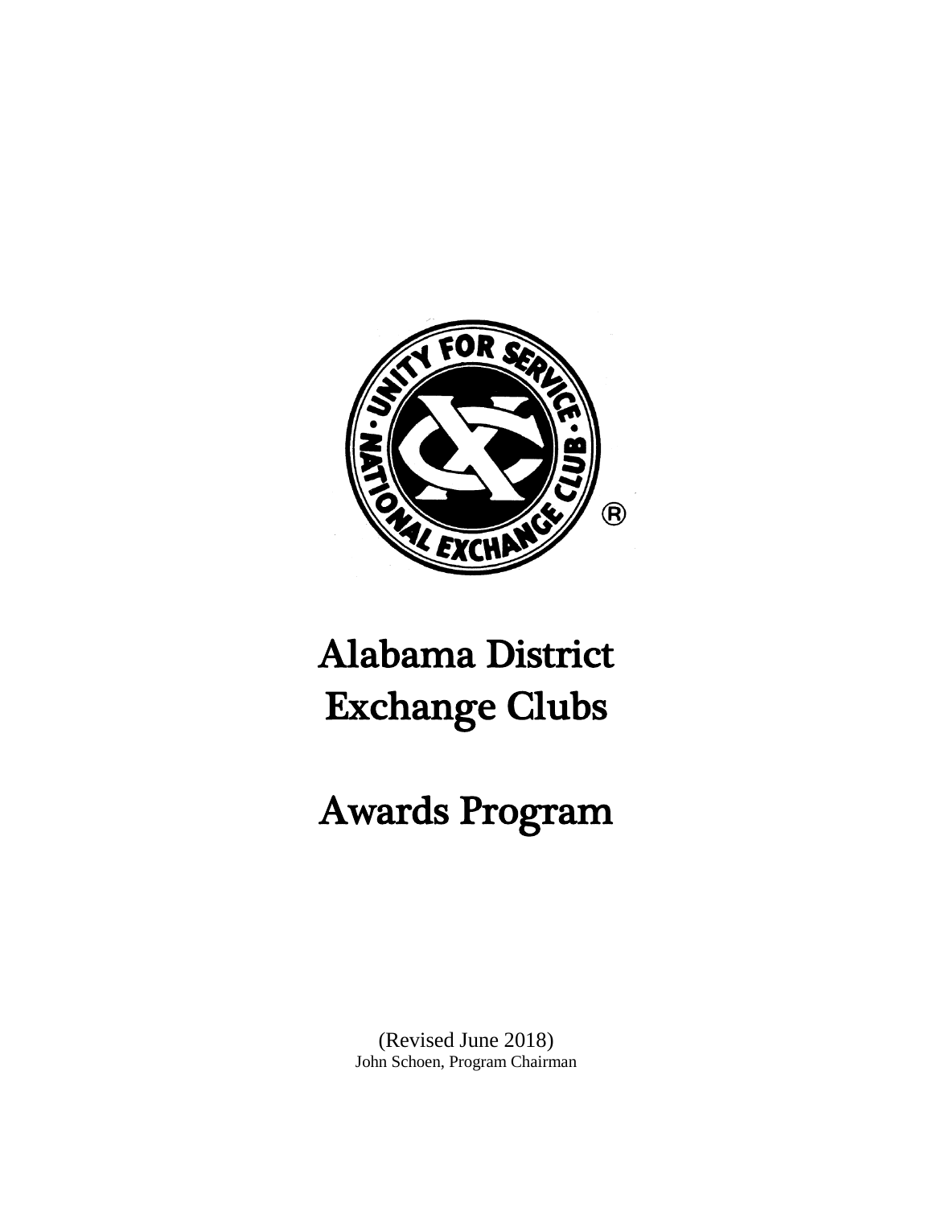# Alabama District Exchange Clubs

# Awards Program

(Revised June 2018)
John Schoen, Program Chairman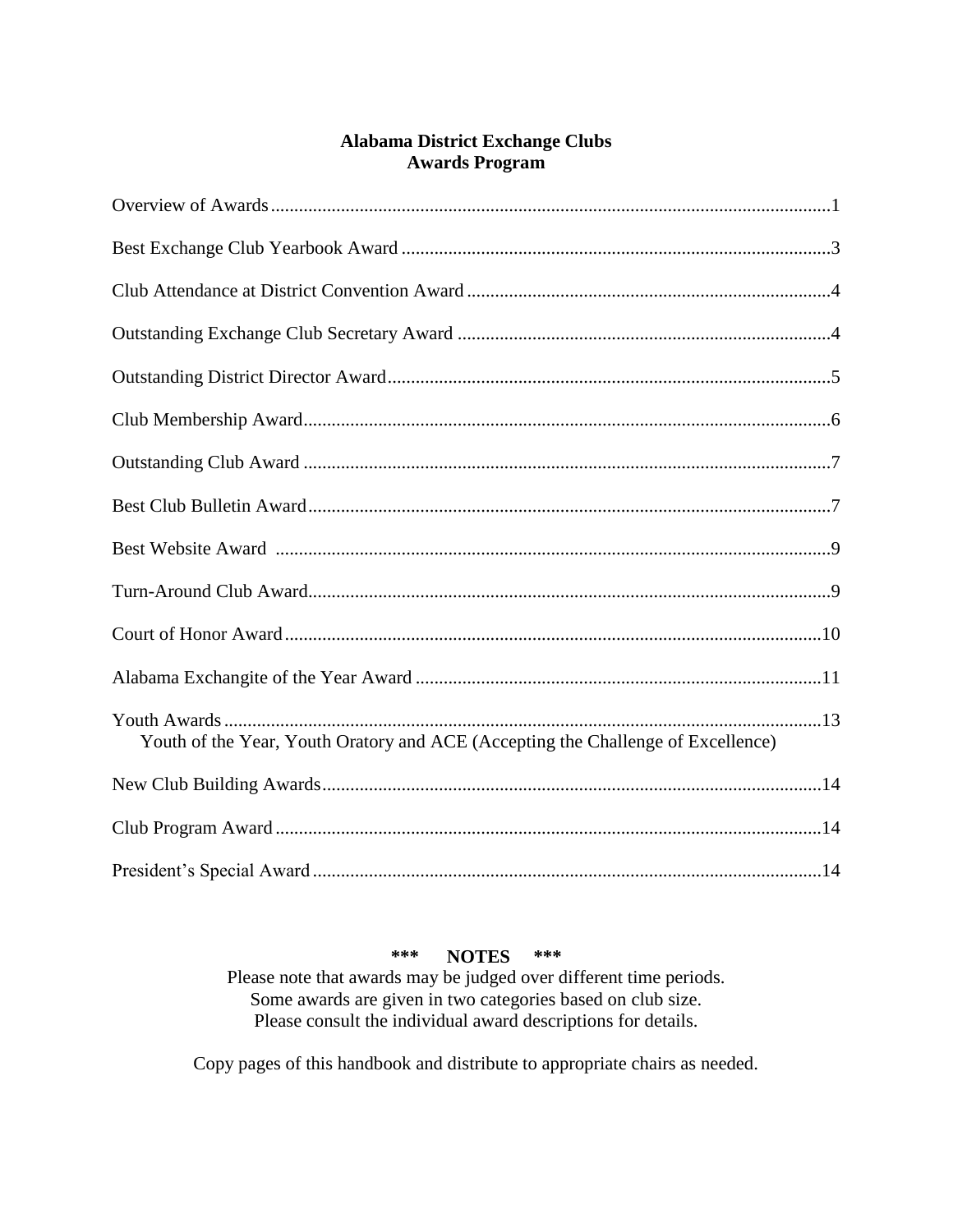# Alabama District Exchange Clubs
## Awards Program

Overview of Awards ........................................................ 1

Best Exchange Club Yearbook Award ........................................................ 3

Club Attendance at District Convention Award ........................................................ 4

Outstanding Exchange Club Secretary Award ........................................................ 4

Outstanding District Director Award ........................................................ 5

Club Membership Award ........................................................ 6

Outstanding Club Award ........................................................ 7

Best Club Bulletin Award ........................................................ 7

Best Website Award ........................................................ 9

Turn-Around Club Award ........................................................ 9

Court of Honor Award ........................................................ 10

Alabama Exchangite of the Year Award ........................................................ 11

Youth Awards ........................................................ 13
  Youth of the Year, Youth Oratory and ACE (Accepting the Challenge of Excellence)

New Club Building Awards ........................................................ 14

Club Program Award ........................................................ 14

President's Special Award ........................................................ 14

**\*\*\* NOTES \*\*\***

Please note that awards may be judged over different time periods.
Some awards are given in two categories based on club size.
Please consult the individual award descriptions for details.

Copy pages of this handbook and distribute to appropriate chairs as needed.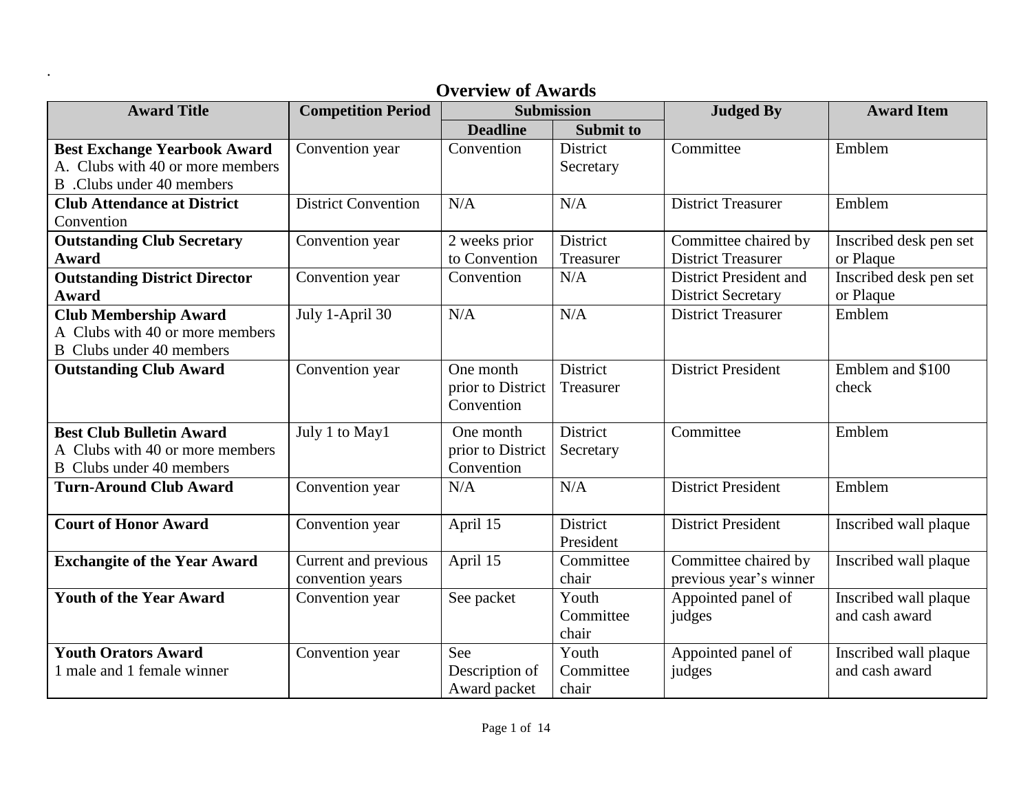.

## Overview of Awards

| Award Title | Competition Period | Submission | | Judged By | Award Item |
|---|---|---|---|---|---|
| | | Deadline | Submit to | | |
| **Best Exchange Yearbook Award** A. Clubs with 40 or more members B .Clubs under 40 members | Convention year | Convention | District Secretary | Committee | Emblem |
| **Club Attendance at District** Convention | District Convention | N/A | N/A | District Treasurer | Emblem |
| **Outstanding Club Secretary Award** | Convention year | 2 weeks prior to Convention | District Treasurer | Committee chaired by District Treasurer | Inscribed desk pen set or Plaque |
| **Outstanding District Director Award** | Convention year | Convention | N/A | District President and District Secretary | Inscribed desk pen set or Plaque |
| **Club Membership Award** A Clubs with 40 or more members B Clubs under 40 members | July 1-April 30 | N/A | N/A | District Treasurer | Emblem |
| **Outstanding Club Award** | Convention year | One month prior to District Convention | District Treasurer | District President | Emblem and $100 check |
| **Best Club Bulletin Award** A Clubs with 40 or more members B Clubs under 40 members | July 1 to May1 | One month prior to District Convention | District Secretary | Committee | Emblem |
| **Turn-Around Club Award** | Convention year | N/A | N/A | District President | Emblem |
| **Court of Honor Award** | Convention year | April 15 | District President | District President | Inscribed wall plaque |
| **Exchangite of the Year Award** | Current and previous convention years | April 15 | Committee chair | Committee chaired by previous year's winner | Inscribed wall plaque |
| **Youth of the Year Award** | Convention year | See packet | Youth Committee chair | Appointed panel of judges | Inscribed wall plaque and cash award |
| **Youth Orators Award** 1 male and 1 female winner | Convention year | See Description of Award packet | Youth Committee chair | Appointed panel of judges | Inscribed wall plaque and cash award |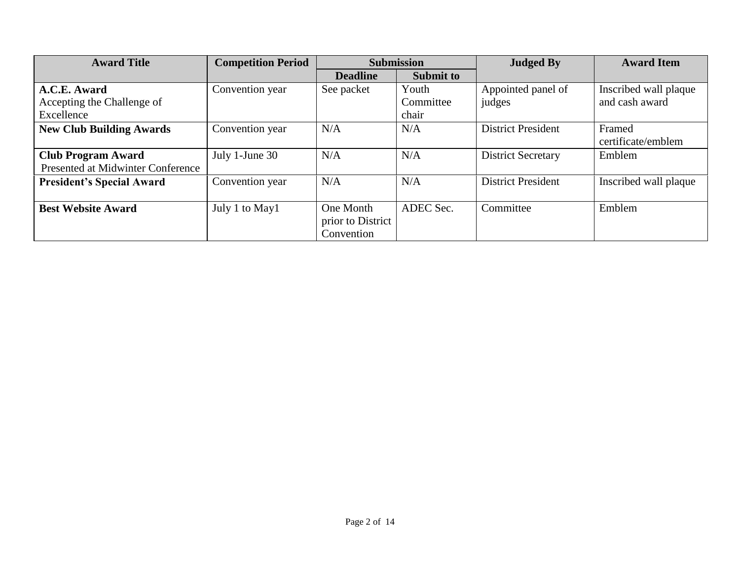| Award Title | Competition Period | Submission | | Judged By | Award Item |
|---|---|---|---|---|---|
| | | Deadline | Submit to | | |
| **A.C.E. Award** Accepting the Challenge of Excellence | Convention year | See packet | Youth Committee chair | Appointed panel of judges | Inscribed wall plaque and cash award |
| **New Club Building Awards** | Convention year | N/A | N/A | District President | Framed certificate/emblem |
| **Club Program Award** Presented at Midwinter Conference | July 1-June 30 | N/A | N/A | District Secretary | Emblem |
| **President's Special Award** | Convention year | N/A | N/A | District President | Inscribed wall plaque |
| **Best Website Award** | July 1 to May1 | One Month prior to District Convention | ADEC Sec. | Committee | Emblem |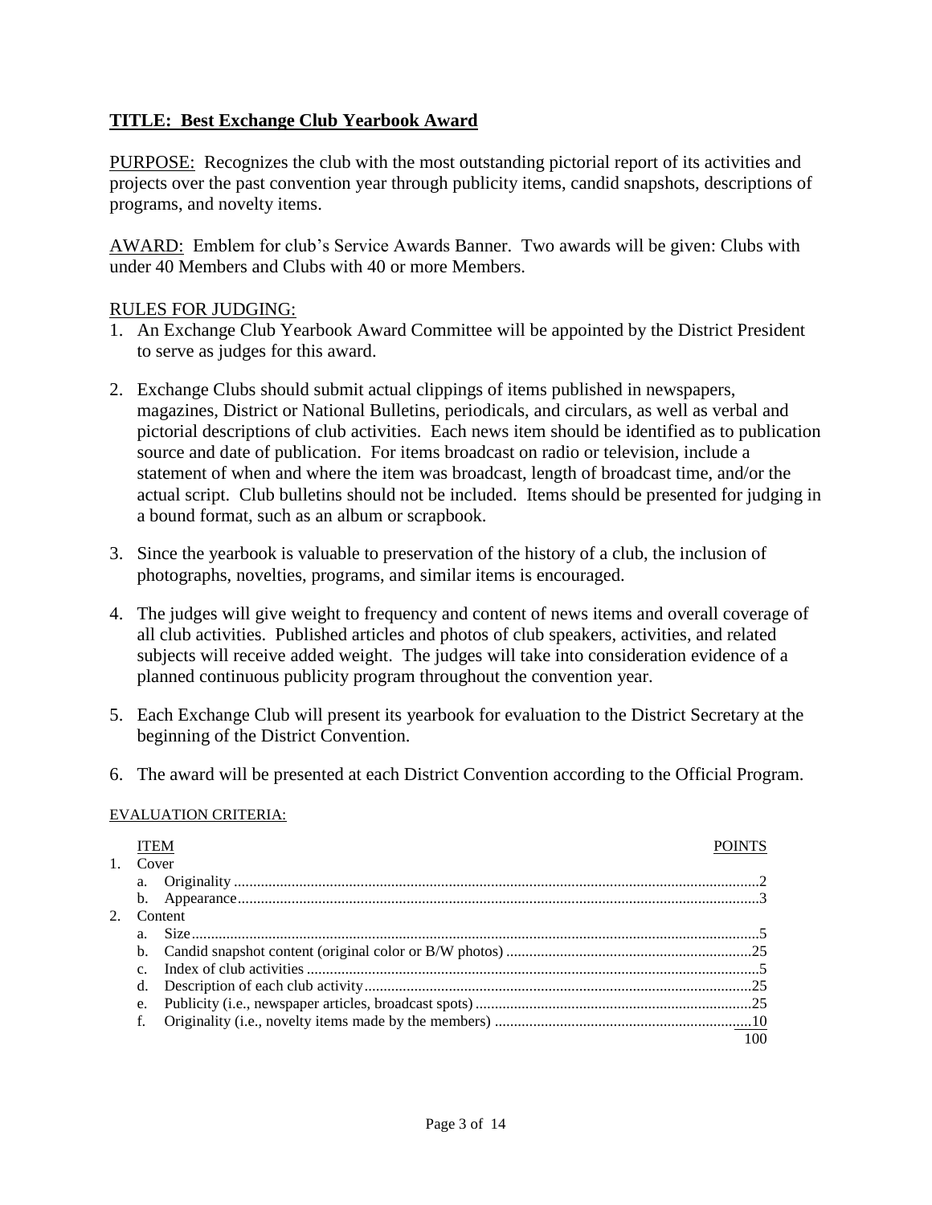## TITLE: Best Exchange Club Yearbook Award

PURPOSE: Recognizes the club with the most outstanding pictorial report of its activities and projects over the past convention year through publicity items, candid snapshots, descriptions of programs, and novelty items.

AWARD: Emblem for club's Service Awards Banner. Two awards will be given: Clubs with under 40 Members and Clubs with 40 or more Members.

RULES FOR JUDGING:

1. An Exchange Club Yearbook Award Committee will be appointed by the District President to serve as judges for this award.
2. Exchange Clubs should submit actual clippings of items published in newspapers, magazines, District or National Bulletins, periodicals, and circulars, as well as verbal and pictorial descriptions of club activities. Each news item should be identified as to publication source and date of publication. For items broadcast on radio or television, include a statement of when and where the item was broadcast, length of broadcast time, and/or the actual script. Club bulletins should not be included. Items should be presented for judging in a bound format, such as an album or scrapbook.
3. Since the yearbook is valuable to preservation of the history of a club, the inclusion of photographs, novelties, programs, and similar items is encouraged.
4. The judges will give weight to frequency and content of news items and overall coverage of all club activities. Published articles and photos of club speakers, activities, and related subjects will receive added weight. The judges will take into consideration evidence of a planned continuous publicity program throughout the convention year.
5. Each Exchange Club will present its yearbook for evaluation to the District Secretary at the beginning of the District Convention.
6. The award will be presented at each District Convention according to the Official Program.

EVALUATION CRITERIA:

| ITEM | POINTS |
|---|---|
| 1. Cover | |
| a. Originality | 2 |
| b. Appearance | 3 |
| 2. Content | |
| a. Size | 5 |
| b. Candid snapshot content (original color or B/W photos) | 25 |
| c. Index of club activities | 5 |
| d. Description of each club activity | 25 |
| e. Publicity (i.e., newspaper articles, broadcast spots) | 25 |
| f. Originality (i.e., novelty items made by the members) | 10 |
| | 100 |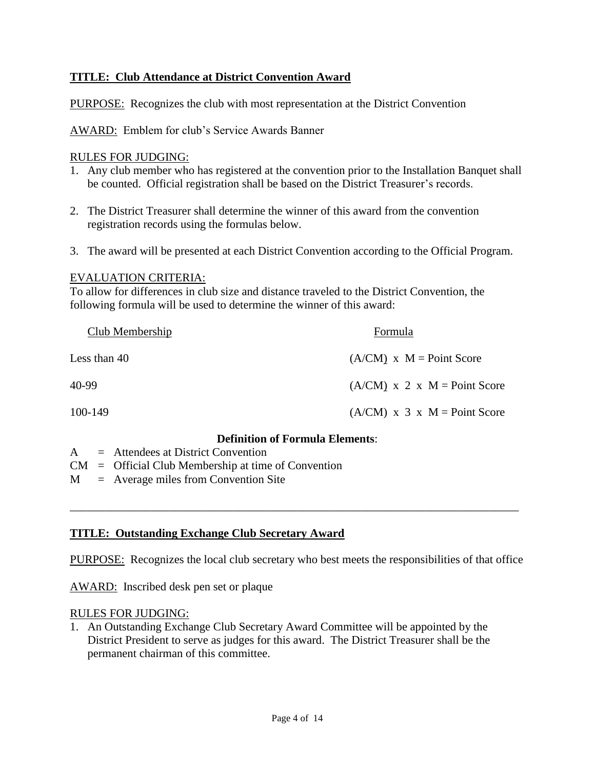## TITLE: Club Attendance at District Convention Award

PURPOSE: Recognizes the club with most representation at the District Convention

AWARD: Emblem for club's Service Awards Banner

RULES FOR JUDGING:

1. Any club member who has registered at the convention prior to the Installation Banquet shall be counted. Official registration shall be based on the District Treasurer's records.
2. The District Treasurer shall determine the winner of this award from the convention registration records using the formulas below.
3. The award will be presented at each District Convention according to the Official Program.

EVALUATION CRITERIA:

To allow for differences in club size and distance traveled to the District Convention, the following formula will be used to determine the winner of this award:

| Club Membership | Formula |
|---|---|
| Less than 40 | (A/CM) x M = Point Score |
| 40-99 | (A/CM) x 2 x M = Point Score |
| 100-149 | (A/CM) x 3 x M = Point Score |

**Definition of Formula Elements**:

A = Attendees at District Convention
CM = Official Club Membership at time of Convention
M = Average miles from Convention Site

---

## TITLE: Outstanding Exchange Club Secretary Award

PURPOSE: Recognizes the local club secretary who best meets the responsibilities of that office

AWARD: Inscribed desk pen set or plaque

RULES FOR JUDGING:

1. An Outstanding Exchange Club Secretary Award Committee will be appointed by the District President to serve as judges for this award. The District Treasurer shall be the permanent chairman of this committee.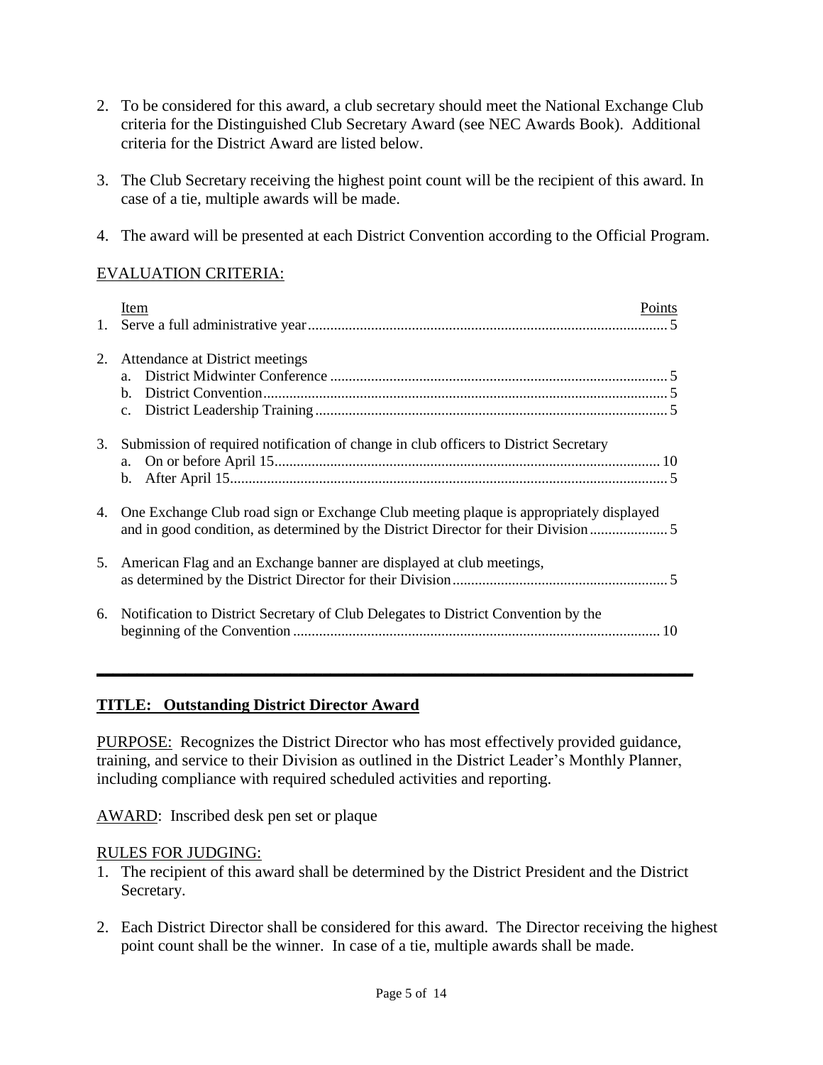2. To be considered for this award, a club secretary should meet the National Exchange Club criteria for the Distinguished Club Secretary Award (see NEC Awards Book). Additional criteria for the District Award are listed below.

3. The Club Secretary receiving the highest point count will be the recipient of this award. In case of a tie, multiple awards will be made.

4. The award will be presented at each District Convention according to the Official Program.

EVALUATION CRITERIA:

| | Item | Points |
|---|---|---|
| 1. | Serve a full administrative year | 5 |
| 2. | Attendance at District meetings | |
| | a. District Midwinter Conference | 5 |
| | b. District Convention | 5 |
| | c. District Leadership Training | 5 |
| 3. | Submission of required notification of change in club officers to District Secretary | |
| | a. On or before April 15 | 10 |
| | b. After April 15 | 5 |
| 4. | One Exchange Club road sign or Exchange Club meeting plaque is appropriately displayed and in good condition, as determined by the District Director for their Division | 5 |
| 5. | American Flag and an Exchange banner are displayed at club meetings, as determined by the District Director for their Division | 5 |
| 6. | Notification to District Secretary of Club Delegates to District Convention by the beginning of the Convention | 10 |

---

## TITLE: Outstanding District Director Award

PURPOSE: Recognizes the District Director who has most effectively provided guidance, training, and service to their Division as outlined in the District Leader's Monthly Planner, including compliance with required scheduled activities and reporting.

AWARD: Inscribed desk pen set or plaque

RULES FOR JUDGING:

1. The recipient of this award shall be determined by the District President and the District Secretary.

2. Each District Director shall be considered for this award. The Director receiving the highest point count shall be the winner. In case of a tie, multiple awards shall be made.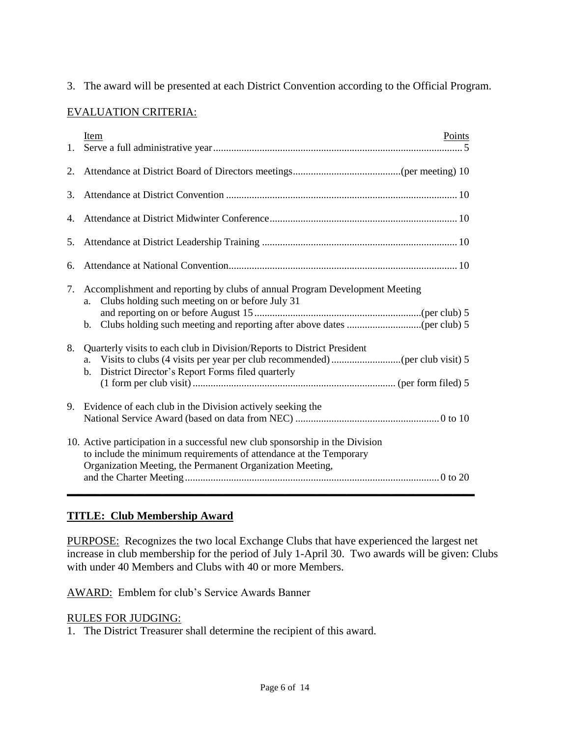3. The award will be presented at each District Convention according to the Official Program.

EVALUATION CRITERIA:

| | Item | Points |
|---|---|---|
| 1. | Serve a full administrative year | 5 |
| 2. | Attendance at District Board of Directors meetings | (per meeting) 10 |
| 3. | Attendance at District Convention | 10 |
| 4. | Attendance at District Midwinter Conference | 10 |
| 5. | Attendance at District Leadership Training | 10 |
| 6. | Attendance at National Convention | 10 |
| 7. | Accomplishment and reporting by clubs of annual Program Development Meeting | |
| | a. Clubs holding such meeting on or before July 31 and reporting on or before August 15 | (per club) 5 |
| | b. Clubs holding such meeting and reporting after above dates | (per club) 5 |
| 8. | Quarterly visits to each club in Division/Reports to District President | |
| | a. Visits to clubs (4 visits per year per club recommended) | (per club visit) 5 |
| | b. District Director's Report Forms filed quarterly (1 form per club visit) | (per form filed) 5 |
| 9. | Evidence of each club in the Division actively seeking the National Service Award (based on data from NEC) | 0 to 10 |
| 10. | Active participation in a successful new club sponsorship in the Division to include the minimum requirements of attendance at the Temporary Organization Meeting, the Permanent Organization Meeting, and the Charter Meeting | 0 to 20 |

---

**TITLE: Club Membership Award**

PURPOSE: Recognizes the two local Exchange Clubs that have experienced the largest net increase in club membership for the period of July 1-April 30. Two awards will be given: Clubs with under 40 Members and Clubs with 40 or more Members.

AWARD: Emblem for club's Service Awards Banner

RULES FOR JUDGING:

1. The District Treasurer shall determine the recipient of this award.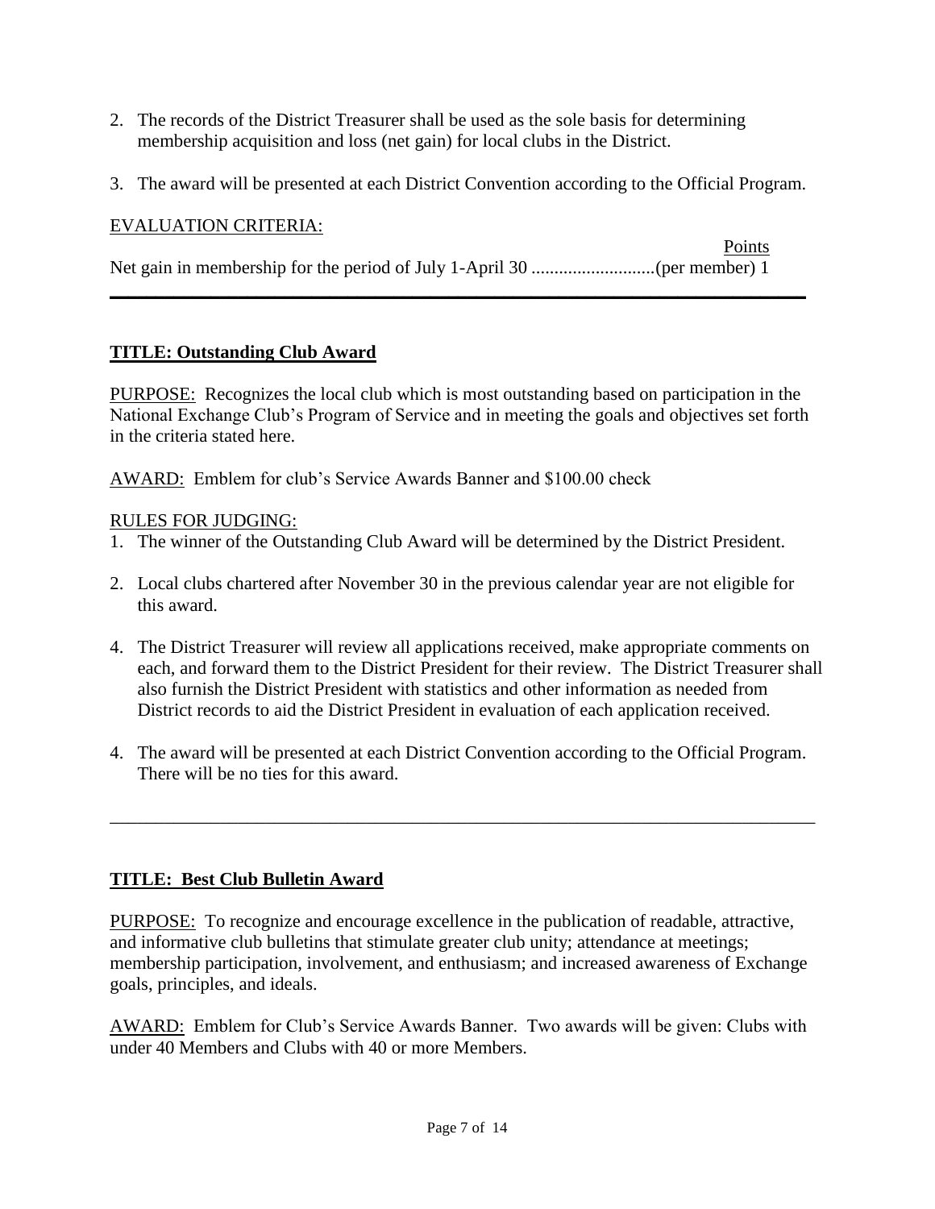2. The records of the District Treasurer shall be used as the sole basis for determining membership acquisition and loss (net gain) for local clubs in the District.

3. The award will be presented at each District Convention according to the Official Program.

EVALUATION CRITERIA:

| | Points |
|---|---|
| Net gain in membership for the period of July 1-April 30 ...........................(per member) | 1 |

---

**TITLE: Outstanding Club Award**

PURPOSE: Recognizes the local club which is most outstanding based on participation in the National Exchange Club's Program of Service and in meeting the goals and objectives set forth in the criteria stated here.

AWARD: Emblem for club's Service Awards Banner and $100.00 check

RULES FOR JUDGING:

1. The winner of the Outstanding Club Award will be determined by the District President.

2. Local clubs chartered after November 30 in the previous calendar year are not eligible for this award.

4. The District Treasurer will review all applications received, make appropriate comments on each, and forward them to the District President for their review. The District Treasurer shall also furnish the District President with statistics and other information as needed from District records to aid the District President in evaluation of each application received.

4. The award will be presented at each District Convention according to the Official Program. There will be no ties for this award.

---

**TITLE: Best Club Bulletin Award**

PURPOSE: To recognize and encourage excellence in the publication of readable, attractive, and informative club bulletins that stimulate greater club unity; attendance at meetings; membership participation, involvement, and enthusiasm; and increased awareness of Exchange goals, principles, and ideals.

AWARD: Emblem for Club's Service Awards Banner. Two awards will be given: Clubs with under 40 Members and Clubs with 40 or more Members.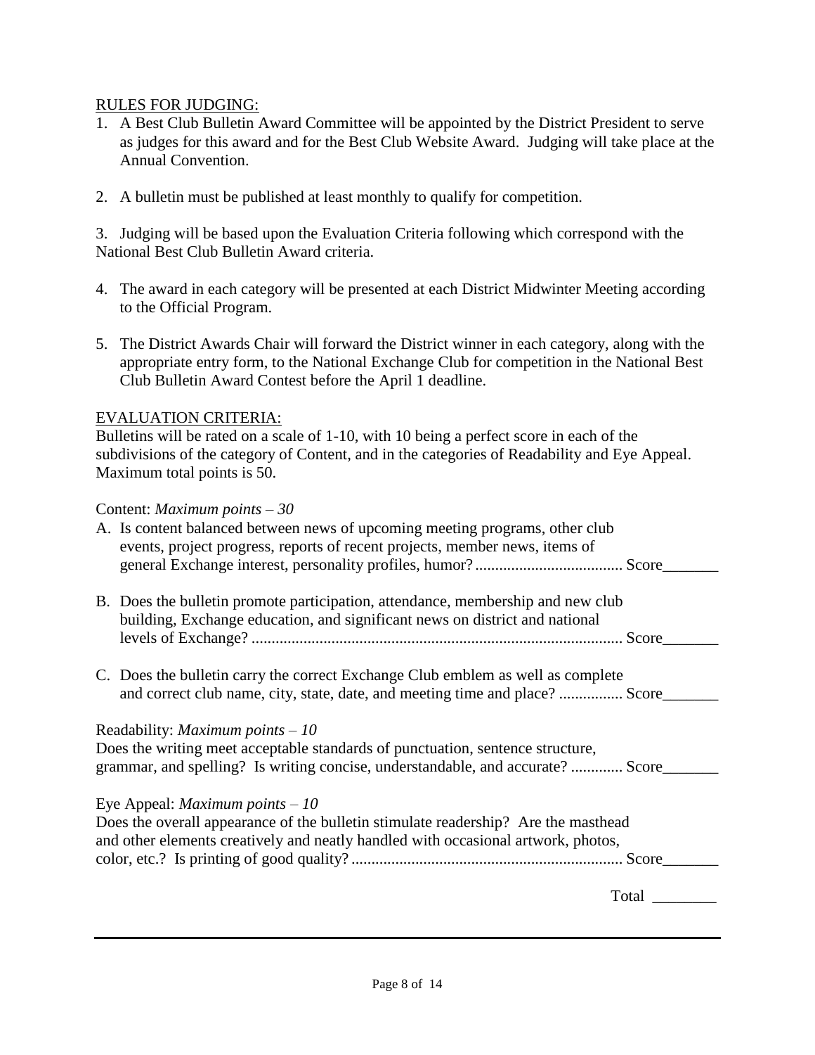RULES FOR JUDGING:

1. A Best Club Bulletin Award Committee will be appointed by the District President to serve as judges for this award and for the Best Club Website Award. Judging will take place at the Annual Convention.

2. A bulletin must be published at least monthly to qualify for competition.

3. Judging will be based upon the Evaluation Criteria following which correspond with the National Best Club Bulletin Award criteria.

4. The award in each category will be presented at each District Midwinter Meeting according to the Official Program.

5. The District Awards Chair will forward the District winner in each category, along with the appropriate entry form, to the National Exchange Club for competition in the National Best Club Bulletin Award Contest before the April 1 deadline.

EVALUATION CRITERIA:

Bulletins will be rated on a scale of 1-10, with 10 being a perfect score in each of the subdivisions of the category of Content, and in the categories of Readability and Eye Appeal. Maximum total points is 50.

Content: *Maximum points – 30*

A. Is content balanced between news of upcoming meeting programs, other club events, project progress, reports of recent projects, member news, items of general Exchange interest, personality profiles, humor? .................................... Score_______

B. Does the bulletin promote participation, attendance, membership and new club building, Exchange education, and significant news on district and national levels of Exchange? ............................................................................................ Score_______

C. Does the bulletin carry the correct Exchange Club emblem as well as complete and correct club name, city, state, date, and meeting time and place? ................ Score_______

Readability: *Maximum points – 10*

Does the writing meet acceptable standards of punctuation, sentence structure, grammar, and spelling? Is writing concise, understandable, and accurate? ............. Score_______

Eye Appeal: *Maximum points – 10*

Does the overall appearance of the bulletin stimulate readership? Are the masthead and other elements creatively and neatly handled with occasional artwork, photos, color, etc.? Is printing of good quality? .................................................................... Score_______

Total ________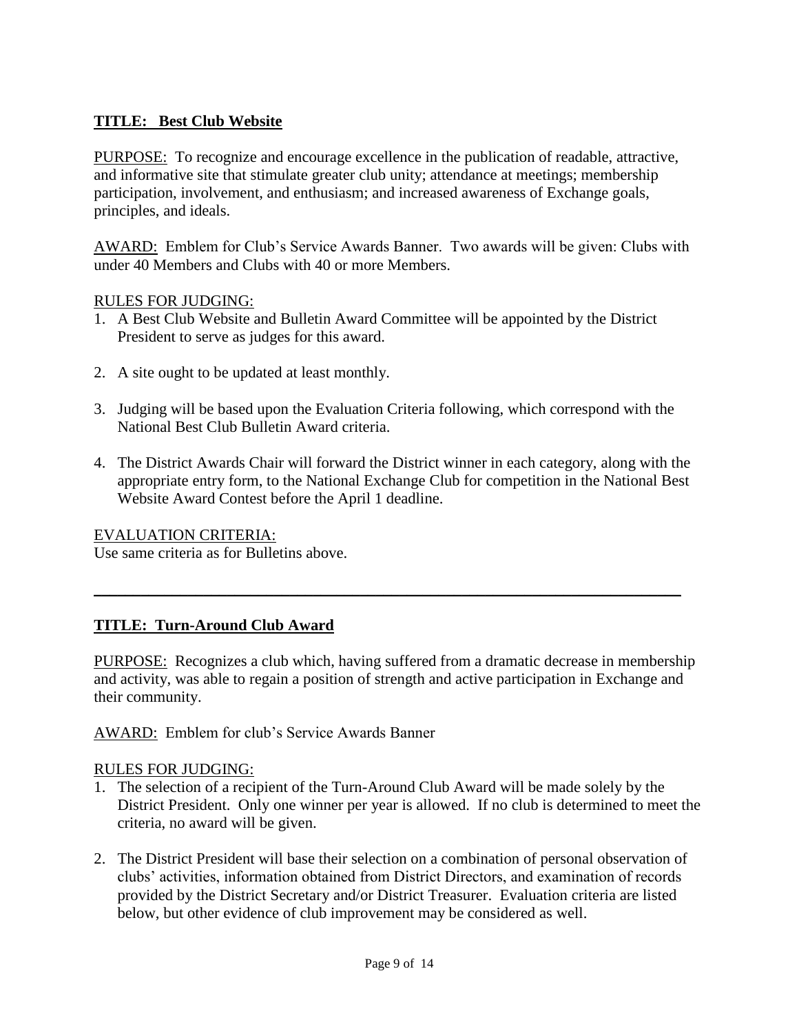## TITLE: Best Club Website

PURPOSE: To recognize and encourage excellence in the publication of readable, attractive, and informative site that stimulate greater club unity; attendance at meetings; membership participation, involvement, and enthusiasm; and increased awareness of Exchange goals, principles, and ideals.

AWARD: Emblem for Club's Service Awards Banner. Two awards will be given: Clubs with under 40 Members and Clubs with 40 or more Members.

RULES FOR JUDGING:

1. A Best Club Website and Bulletin Award Committee will be appointed by the District President to serve as judges for this award.
2. A site ought to be updated at least monthly.
3. Judging will be based upon the Evaluation Criteria following, which correspond with the National Best Club Bulletin Award criteria.
4. The District Awards Chair will forward the District winner in each category, along with the appropriate entry form, to the National Exchange Club for competition in the National Best Website Award Contest before the April 1 deadline.

EVALUATION CRITERIA:

Use same criteria as for Bulletins above.

---

## TITLE: Turn-Around Club Award

PURPOSE: Recognizes a club which, having suffered from a dramatic decrease in membership and activity, was able to regain a position of strength and active participation in Exchange and their community.

AWARD: Emblem for club's Service Awards Banner

RULES FOR JUDGING:

1. The selection of a recipient of the Turn-Around Club Award will be made solely by the District President. Only one winner per year is allowed. If no club is determined to meet the criteria, no award will be given.
2. The District President will base their selection on a combination of personal observation of clubs' activities, information obtained from District Directors, and examination of records provided by the District Secretary and/or District Treasurer. Evaluation criteria are listed below, but other evidence of club improvement may be considered as well.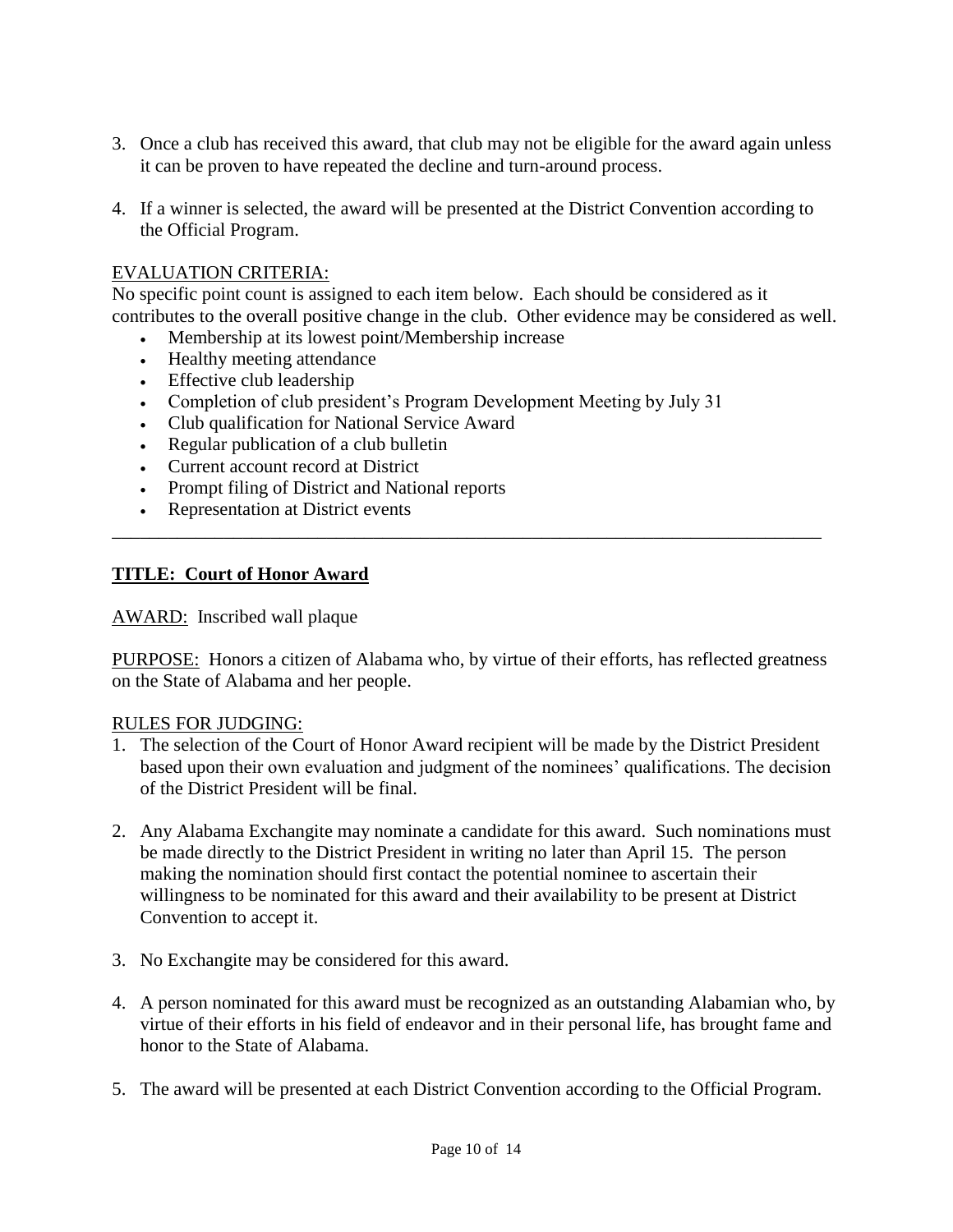3. Once a club has received this award, that club may not be eligible for the award again unless it can be proven to have repeated the decline and turn-around process.

4. If a winner is selected, the award will be presented at the District Convention according to the Official Program.

EVALUATION CRITERIA:

No specific point count is assigned to each item below. Each should be considered as it contributes to the overall positive change in the club. Other evidence may be considered as well.

- Membership at its lowest point/Membership increase
- Healthy meeting attendance
- Effective club leadership
- Completion of club president's Program Development Meeting by July 31
- Club qualification for National Service Award
- Regular publication of a club bulletin
- Current account record at District
- Prompt filing of District and National reports
- Representation at District events

---

**TITLE: Court of Honor Award**

AWARD: Inscribed wall plaque

PURPOSE: Honors a citizen of Alabama who, by virtue of their efforts, has reflected greatness on the State of Alabama and her people.

RULES FOR JUDGING:

1. The selection of the Court of Honor Award recipient will be made by the District President based upon their own evaluation and judgment of the nominees' qualifications. The decision of the District President will be final.

2. Any Alabama Exchangite may nominate a candidate for this award. Such nominations must be made directly to the District President in writing no later than April 15. The person making the nomination should first contact the potential nominee to ascertain their willingness to be nominated for this award and their availability to be present at District Convention to accept it.

3. No Exchangite may be considered for this award.

4. A person nominated for this award must be recognized as an outstanding Alabamian who, by virtue of their efforts in his field of endeavor and in their personal life, has brought fame and honor to the State of Alabama.

5. The award will be presented at each District Convention according to the Official Program.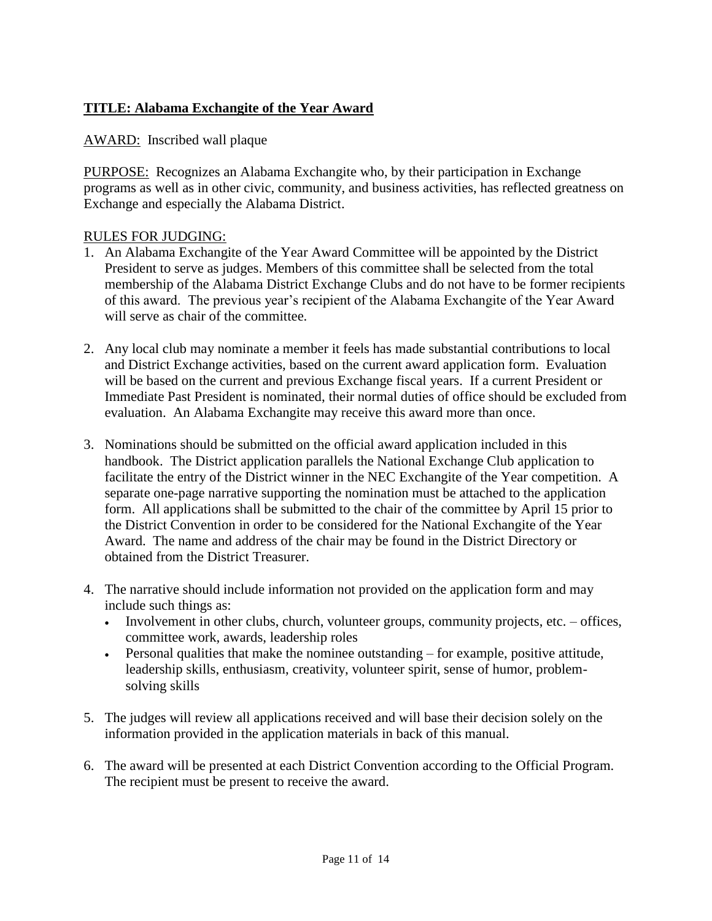## **TITLE: Alabama Exchangite of the Year Award**

AWARD: Inscribed wall plaque

PURPOSE: Recognizes an Alabama Exchangite who, by their participation in Exchange programs as well as in other civic, community, and business activities, has reflected greatness on Exchange and especially the Alabama District.

RULES FOR JUDGING:

1. An Alabama Exchangite of the Year Award Committee will be appointed by the District President to serve as judges. Members of this committee shall be selected from the total membership of the Alabama District Exchange Clubs and do not have to be former recipients of this award. The previous year's recipient of the Alabama Exchangite of the Year Award will serve as chair of the committee.

2. Any local club may nominate a member it feels has made substantial contributions to local and District Exchange activities, based on the current award application form. Evaluation will be based on the current and previous Exchange fiscal years. If a current President or Immediate Past President is nominated, their normal duties of office should be excluded from evaluation. An Alabama Exchangite may receive this award more than once.

3. Nominations should be submitted on the official award application included in this handbook. The District application parallels the National Exchange Club application to facilitate the entry of the District winner in the NEC Exchangite of the Year competition. A separate one-page narrative supporting the nomination must be attached to the application form. All applications shall be submitted to the chair of the committee by April 15 prior to the District Convention in order to be considered for the National Exchangite of the Year Award. The name and address of the chair may be found in the District Directory or obtained from the District Treasurer.

4. The narrative should include information not provided on the application form and may include such things as:
   - Involvement in other clubs, church, volunteer groups, community projects, etc. – offices, committee work, awards, leadership roles
   - Personal qualities that make the nominee outstanding – for example, positive attitude, leadership skills, enthusiasm, creativity, volunteer spirit, sense of humor, problem-solving skills

5. The judges will review all applications received and will base their decision solely on the information provided in the application materials in back of this manual.

6. The award will be presented at each District Convention according to the Official Program. The recipient must be present to receive the award.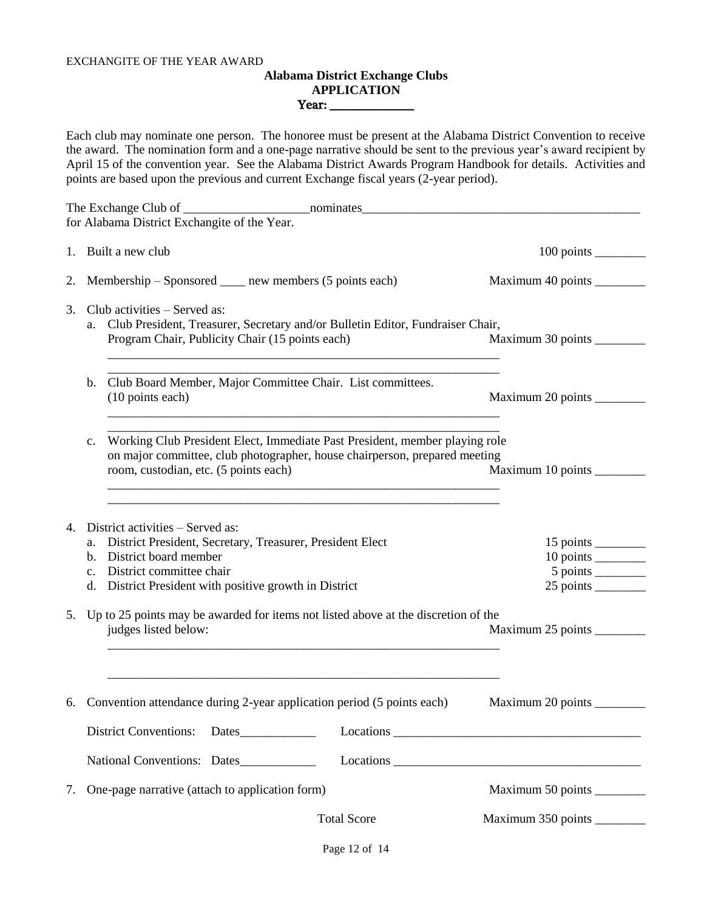EXCHANGITE OF THE YEAR AWARD

**Alabama District Exchange Clubs**
**APPLICATION**
**Year: _____________**

Each club may nominate one person. The honoree must be present at the Alabama District Convention to receive the award. The nomination form and a one-page narrative should be sent to the previous year's award recipient by April 15 of the convention year. See the Alabama District Awards Program Handbook for details. Activities and points are based upon the previous and current Exchange fiscal years (2-year period).

The Exchange Club of ___________________nominates__________________________________________ for Alabama District Exchangite of the Year.

1. Built a new club — 100 points ________

2. Membership – Sponsored ____ new members (5 points each) — Maximum 40 points ________

3. Club activities – Served as:
   a. Club President, Treasurer, Secretary and/or Bulletin Editor, Fundraiser Chair, Program Chair, Publicity Chair (15 points each) — Maximum 30 points ________

      _______________________________________________________________

      _______________________________________________________________

   b. Club Board Member, Major Committee Chair. List committees. (10 points each) — Maximum 20 points ________

      _______________________________________________________________

      _______________________________________________________________

   c. Working Club President Elect, Immediate Past President, member playing role on major committee, club photographer, house chairperson, prepared meeting room, custodian, etc. (5 points each) — Maximum 10 points ________

      _______________________________________________________________

      _______________________________________________________________

4. District activities – Served as:
   a. District President, Secretary, Treasurer, President Elect — 15 points ________
   b. District board member — 10 points ________
   c. District committee chair — 5 points ________
   d. District President with positive growth in District — 25 points ________

5. Up to 25 points may be awarded for items not listed above at the discretion of the judges listed below: — Maximum 25 points ________

   _______________________________________________________________

   _______________________________________________________________

6. Convention attendance during 2-year application period (5 points each) — Maximum 20 points ________

   District Conventions: Dates____________ Locations ______________________________________

   National Conventions: Dates____________ Locations ______________________________________

7. One-page narrative (attach to application form) — Maximum 50 points ________

Total Score — Maximum 350 points ________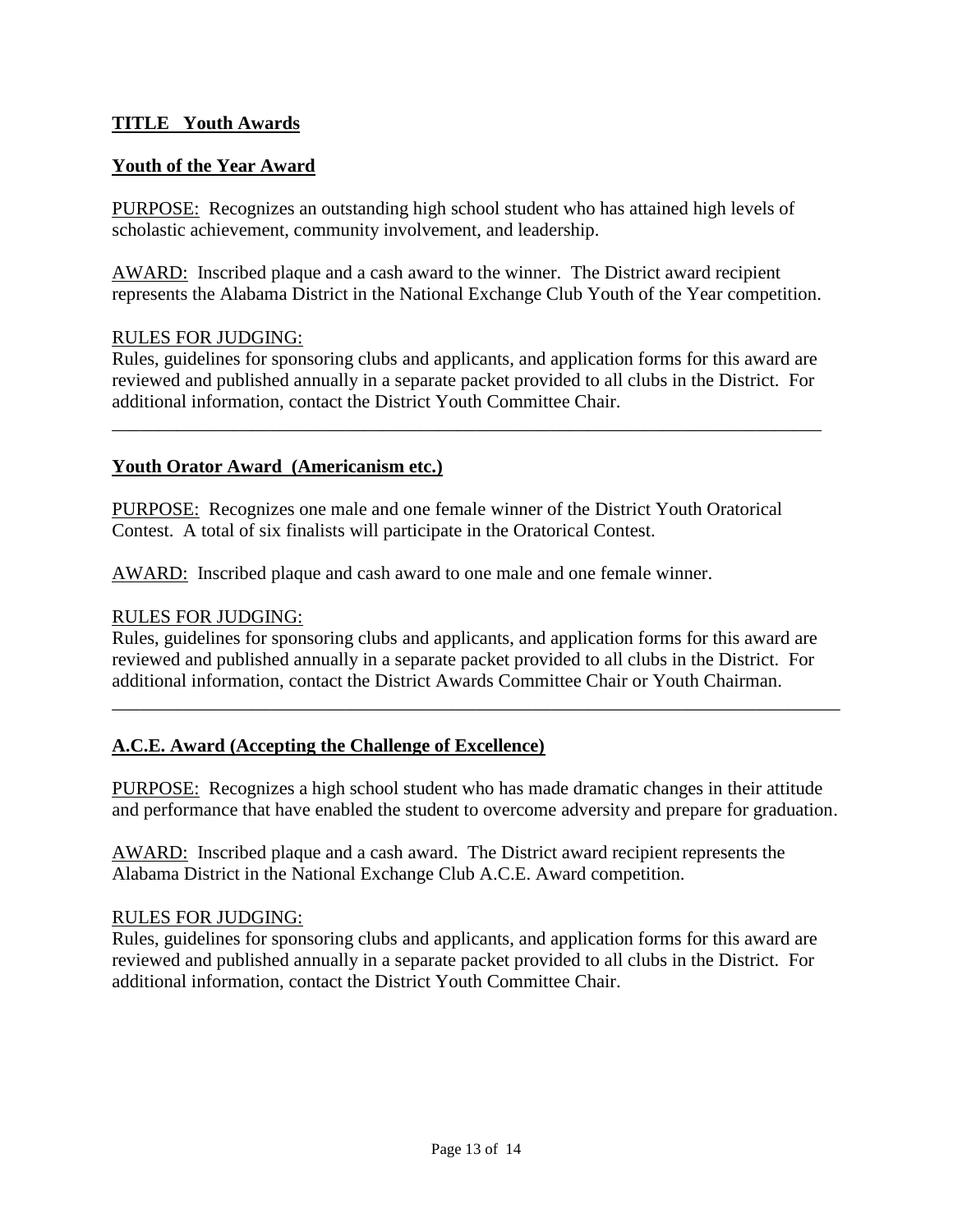## TITLE Youth Awards

### Youth of the Year Award

PURPOSE: Recognizes an outstanding high school student who has attained high levels of scholastic achievement, community involvement, and leadership.

AWARD: Inscribed plaque and a cash award to the winner. The District award recipient represents the Alabama District in the National Exchange Club Youth of the Year competition.

RULES FOR JUDGING:
Rules, guidelines for sponsoring clubs and applicants, and application forms for this award are reviewed and published annually in a separate packet provided to all clubs in the District. For additional information, contact the District Youth Committee Chair.

---

### Youth Orator Award (Americanism etc.)

PURPOSE: Recognizes one male and one female winner of the District Youth Oratorical Contest. A total of six finalists will participate in the Oratorical Contest.

AWARD: Inscribed plaque and cash award to one male and one female winner.

RULES FOR JUDGING:
Rules, guidelines for sponsoring clubs and applicants, and application forms for this award are reviewed and published annually in a separate packet provided to all clubs in the District. For additional information, contact the District Awards Committee Chair or Youth Chairman.

---

### A.C.E. Award (Accepting the Challenge of Excellence)

PURPOSE: Recognizes a high school student who has made dramatic changes in their attitude and performance that have enabled the student to overcome adversity and prepare for graduation.

AWARD: Inscribed plaque and a cash award. The District award recipient represents the Alabama District in the National Exchange Club A.C.E. Award competition.

RULES FOR JUDGING:
Rules, guidelines for sponsoring clubs and applicants, and application forms for this award are reviewed and published annually in a separate packet provided to all clubs in the District. For additional information, contact the District Youth Committee Chair.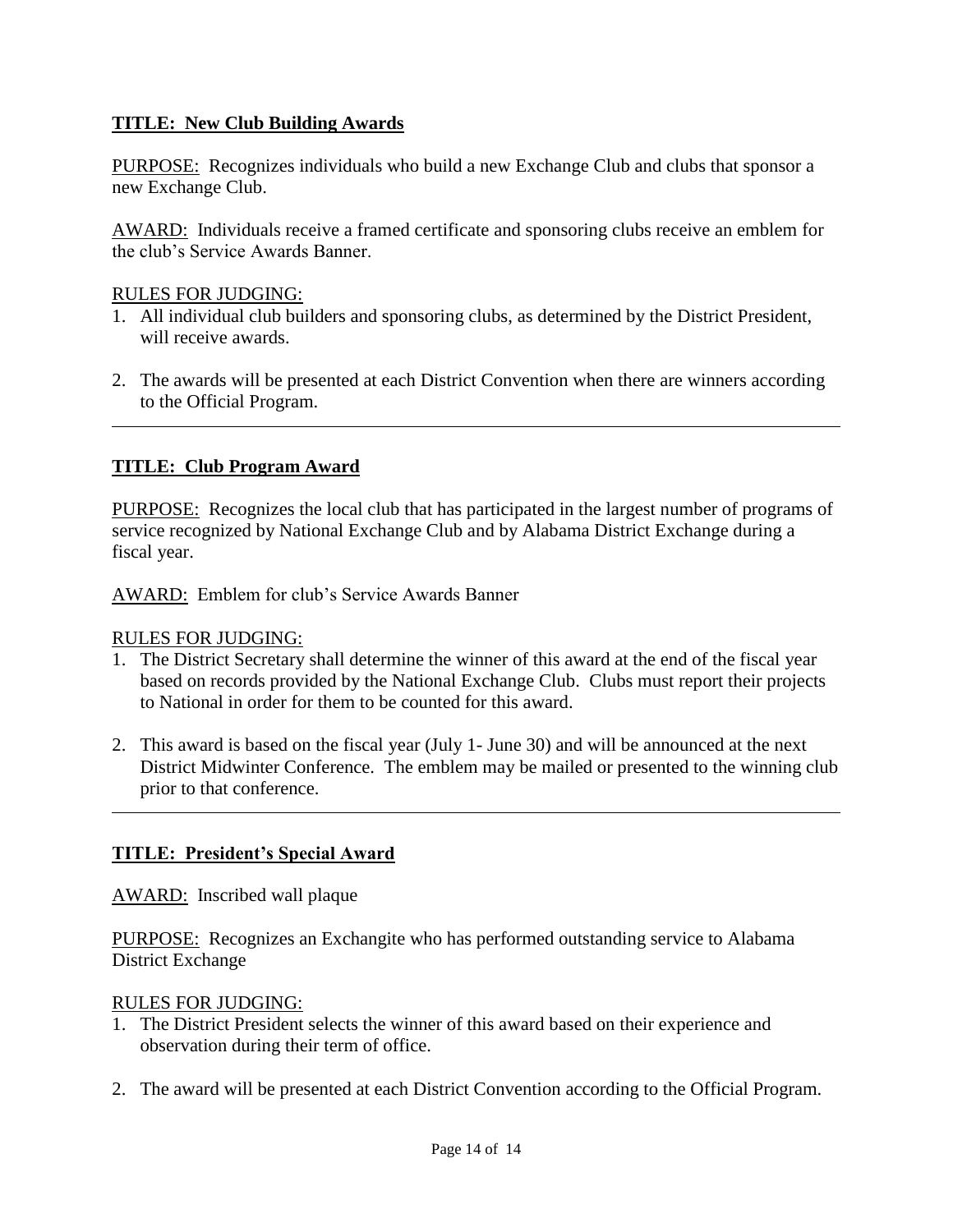**TITLE: New Club Building Awards**

PURPOSE: Recognizes individuals who build a new Exchange Club and clubs that sponsor a new Exchange Club.

AWARD: Individuals receive a framed certificate and sponsoring clubs receive an emblem for the club's Service Awards Banner.

RULES FOR JUDGING:

1. All individual club builders and sponsoring clubs, as determined by the District President, will receive awards.

2. The awards will be presented at each District Convention when there are winners according to the Official Program.

---

**TITLE: Club Program Award**

PURPOSE: Recognizes the local club that has participated in the largest number of programs of service recognized by National Exchange Club and by Alabama District Exchange during a fiscal year.

AWARD: Emblem for club's Service Awards Banner

RULES FOR JUDGING:

1. The District Secretary shall determine the winner of this award at the end of the fiscal year based on records provided by the National Exchange Club. Clubs must report their projects to National in order for them to be counted for this award.

2. This award is based on the fiscal year (July 1- June 30) and will be announced at the next District Midwinter Conference. The emblem may be mailed or presented to the winning club prior to that conference.

---

**TITLE: President's Special Award**

AWARD: Inscribed wall plaque

PURPOSE: Recognizes an Exchangite who has performed outstanding service to Alabama District Exchange

RULES FOR JUDGING:

1. The District President selects the winner of this award based on their experience and observation during their term of office.

2. The award will be presented at each District Convention according to the Official Program.